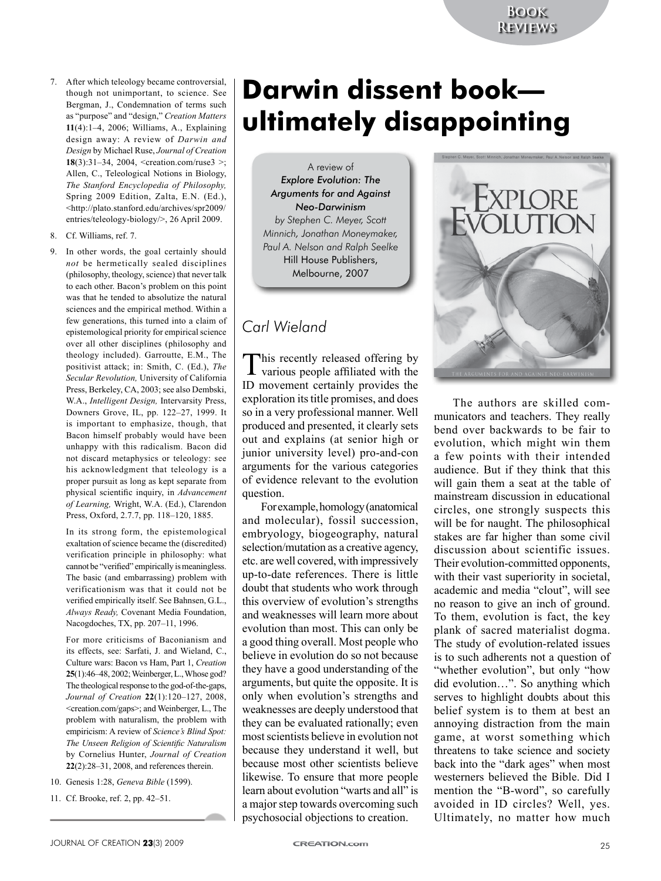7. After which teleology became controversial, though not unimportant, to science. See Bergman, J., Condemnation of terms such as "purpose" and "design," *Creation Matters* **11**(4):1–4, 2006; Williams, A., Explaining design away: A review of *Darwin and Design* by Michael Ruse, *Journal of Creation* **18**(3):31–34, 2004, <creation.com/ruse3 >; Allen, C., Teleological Notions in Biology, *The Stanford Encyclopedia of Philosophy,* Spring 2009 Edition, Zalta, E.N. (Ed.), <http://plato.stanford.edu/archives/spr2009/entries/teleology-biology/>, 26 April 2009.
8. Cf. Williams, ref. 7.
9. In other words, the goal certainly should *not* be hermetically sealed disciplines (philosophy, theology, science) that never talk to each other. Bacon's problem on this point was that he tended to absolutize the natural sciences and the empirical method. Within a few generations, this turned into a claim of epistemological priority for empirical science over all other disciplines (philosophy and theology included). Garroutte, E.M., The positivist attack; in: Smith, C. (Ed.), *The Secular Revolution,* University of California Press, Berkeley, CA, 2003; see also Dembski, W.A., *Intelligent Design,* Intervarsity Press, Downers Grove, IL, pp. 122–27, 1999. It is important to emphasize, though, that Bacon himself probably would have been unhappy with this radicalism. Bacon did not discard metaphysics or teleology: see his acknowledgment that teleology is a proper pursuit as long as kept separate from physical scientific inquiry, in *Advancement of Learning,* Wright, W.A. (Ed.), Clarendon Press, Oxford, 2.7.7, pp. 118–120, 1885.

   In its strong form, the epistemological exaltation of science became the (discredited) verification principle in philosophy: what cannot be "verified" empirically is meaningless. The basic (and embarrassing) problem with verificationism was that it could not be verified empirically itself. See Bahnsen, G.L., *Always Ready,* Covenant Media Foundation, Nacogdoches, TX, pp. 207–11, 1996.

   For more criticisms of Baconianism and its effects, see: Sarfati, J. and Wieland, C., Culture wars: Bacon vs Ham, Part 1, *Creation* **25**(1):46–48, 2002; Weinberger, L., Whose god? The theological response to the god-of-the-gaps, *Journal of Creation* **22**(1):120–127, 2008, <creation.com/gaps>; and Weinberger, L., The problem with naturalism, the problem with empiricism: A review of *Science's Blind Spot: The Unseen Religion of Scientific Naturalism* by Cornelius Hunter, *Journal of Creation* **22**(2):28–31, 2008, and references therein.
10. Genesis 1:28, *Geneva Bible* (1599).
11. Cf. Brooke, ref. 2, pp. 42–51.

# Darwin dissent book—ultimately disappointing

A review of
*Explore Evolution: The Arguments for and Against Neo-Darwinism*
*by Stephen C. Meyer, Scott Minnich, Jonathan Moneymaker, Paul A. Nelson and Ralph Seelke*
Hill House Publishers, Melbourne, 2007

*Carl Wieland*

This recently released offering by various people affiliated with the ID movement certainly provides the exploration its title promises, and does so in a very professional manner. Well produced and presented, it clearly sets out and explains (at senior high or junior university level) pro-and-con arguments for the various categories of evidence relevant to the evolution question.

For example, homology (anatomical and molecular), fossil succession, embryology, biogeography, natural selection/mutation as a creative agency, etc. are well covered, with impressively up-to-date references. There is little doubt that students who work through this overview of evolution's strengths and weaknesses will learn more about evolution than most. This can only be a good thing overall. Most people who believe in evolution do so not because they have a good understanding of the arguments, but quite the opposite. It is only when evolution's strengths and weaknesses are deeply understood that they can be evaluated rationally; even most scientists believe in evolution not because they understand it well, but because most other scientists believe likewise. To ensure that more people learn about evolution "warts and all" is a major step towards overcoming such psychosocial objections to creation.

The authors are skilled communicators and teachers. They really bend over backwards to be fair to evolution, which might win them a few points with their intended audience. But if they think that this will gain them a seat at the table of mainstream discussion in educational circles, one strongly suspects this will be for naught. The philosophical stakes are far higher than some civil discussion about scientific issues. Their evolution-committed opponents, with their vast superiority in societal, academic and media "clout", will see no reason to give an inch of ground. To them, evolution is fact, the key plank of sacred materialist dogma. The study of evolution-related issues is to such adherents not a question of "whether evolution", but only "how did evolution…". So anything which serves to highlight doubts about this belief system is to them at best an annoying distraction from the main game, at worst something which threatens to take science and society back into the "dark ages" when most westerners believed the Bible. Did I mention the "B-word", so carefully avoided in ID circles? Well, yes. Ultimately, no matter how much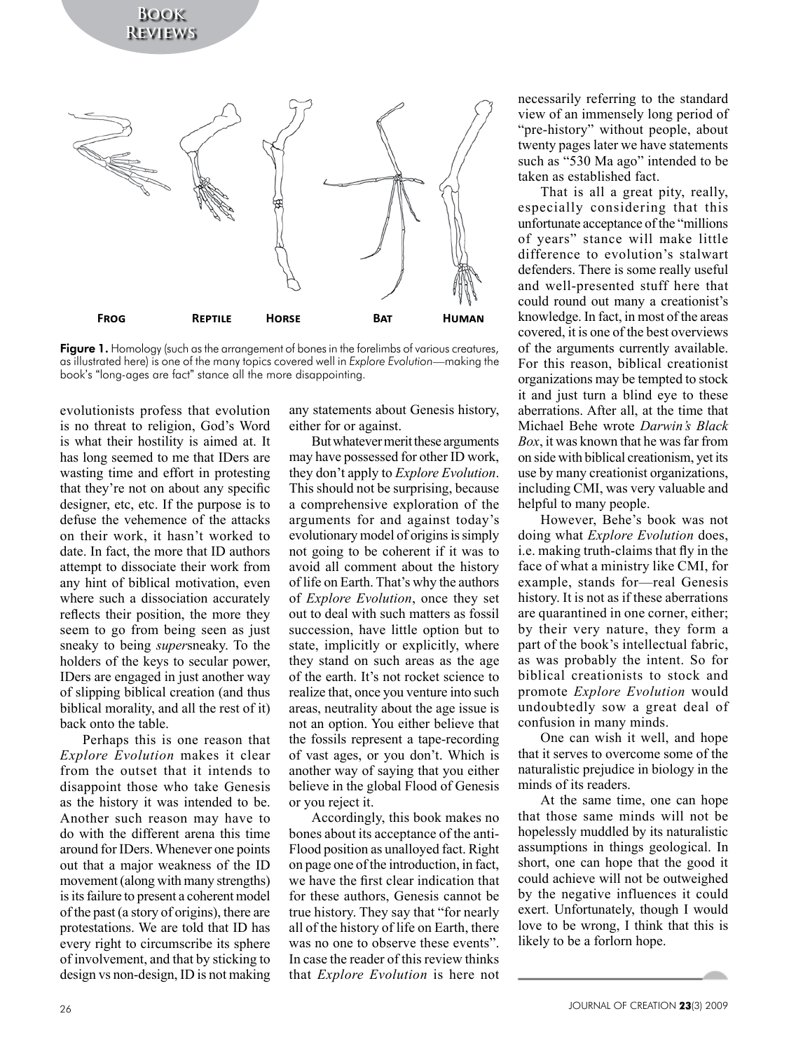FROG REPTILE HORSE BAT HUMAN

**Figure 1.** Homology (such as the arrangement of bones in the forelimbs of various creatures, as illustrated here) is one of the many topics covered well in *Explore Evolution*—making the book's "long-ages are fact" stance all the more disappointing.

evolutionists profess that evolution is no threat to religion, God's Word is what their hostility is aimed at. It has long seemed to me that IDers are wasting time and effort in protesting that they're not on about any specific designer, etc, etc. If the purpose is to defuse the vehemence of the attacks on their work, it hasn't worked to date. In fact, the more that ID authors attempt to dissociate their work from any hint of biblical motivation, even where such a dissociation accurately reflects their position, the more they seem to go from being seen as just sneaky to being *super*sneaky. To the holders of the keys to secular power, IDers are engaged in just another way of slipping biblical creation (and thus biblical morality, and all the rest of it) back onto the table.

Perhaps this is one reason that *Explore Evolution* makes it clear from the outset that it intends to disappoint those who take Genesis as the history it was intended to be. Another such reason may have to do with the different arena this time around for IDers. Whenever one points out that a major weakness of the ID movement (along with many strengths) is its failure to present a coherent model of the past (a story of origins), there are protestations. We are told that ID has every right to circumscribe its sphere of involvement, and that by sticking to design vs non-design, ID is not making any statements about Genesis history, either for or against.

But whatever merit these arguments may have possessed for other ID work, they don't apply to *Explore Evolution*. This should not be surprising, because a comprehensive exploration of the arguments for and against today's evolutionary model of origins is simply not going to be coherent if it was to avoid all comment about the history of life on Earth. That's why the authors of *Explore Evolution*, once they set out to deal with such matters as fossil succession, have little option but to state, implicitly or explicitly, where they stand on such areas as the age of the earth. It's not rocket science to realize that, once you venture into such areas, neutrality about the age issue is not an option. You either believe that the fossils represent a tape-recording of vast ages, or you don't. Which is another way of saying that you either believe in the global Flood of Genesis or you reject it.

Accordingly, this book makes no bones about its acceptance of the anti-Flood position as unalloyed fact. Right on page one of the introduction, in fact, we have the first clear indication that for these authors, Genesis cannot be true history. They say that "for nearly all of the history of life on Earth, there was no one to observe these events". In case the reader of this review thinks that *Explore Evolution* is here not necessarily referring to the standard view of an immensely long period of "pre-history" without people, about twenty pages later we have statements such as "530 Ma ago" intended to be taken as established fact.

That is all a great pity, really, especially considering that this unfortunate acceptance of the "millions of years" stance will make little difference to evolution's stalwart defenders. There is some really useful and well-presented stuff here that could round out many a creationist's knowledge. In fact, in most of the areas covered, it is one of the best overviews of the arguments currently available. For this reason, biblical creationist organizations may be tempted to stock it and just turn a blind eye to these aberrations. After all, at the time that Michael Behe wrote *Darwin's Black Box*, it was known that he was far from on side with biblical creationism, yet its use by many creationist organizations, including CMI, was very valuable and helpful to many people.

However, Behe's book was not doing what *Explore Evolution* does, i.e. making truth-claims that fly in the face of what a ministry like CMI, for example, stands for—real Genesis history. It is not as if these aberrations are quarantined in one corner, either; by their very nature, they form a part of the book's intellectual fabric, as was probably the intent. So for biblical creationists to stock and promote *Explore Evolution* would undoubtedly sow a great deal of confusion in many minds.

One can wish it well, and hope that it serves to overcome some of the naturalistic prejudice in biology in the minds of its readers.

At the same time, one can hope that those same minds will not be hopelessly muddled by its naturalistic assumptions in things geological. In short, one can hope that the good it could achieve will not be outweighed by the negative influences it could exert. Unfortunately, though I would love to be wrong, I think that this is likely to be a forlorn hope.